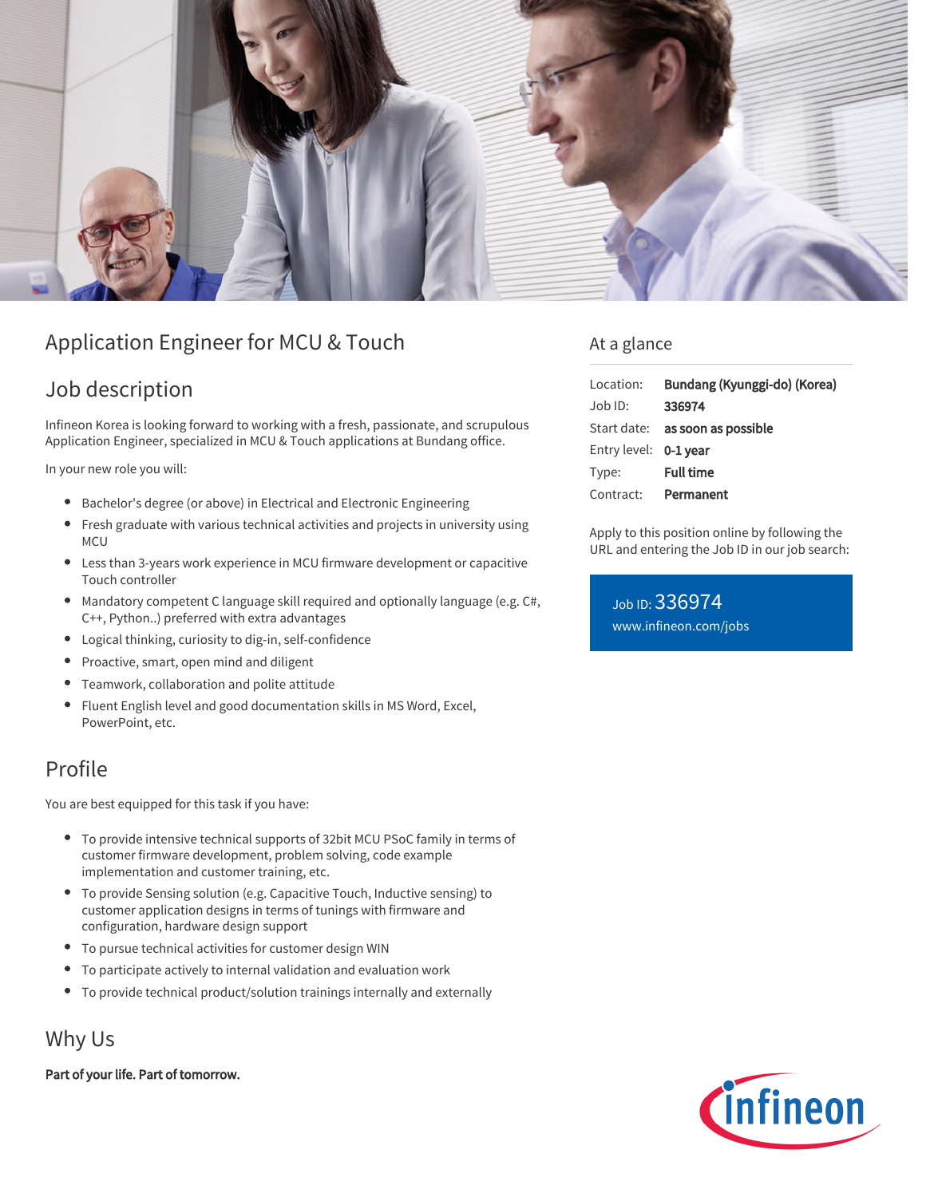# Application Engineer for MCU & Touch

## Job description

Infineon Korea is looking forward to working with a fresh, passionate, and scrupulous Application Engineer, specialized in MCU & Touch applications at Bundang office.

In your new role you will:

- Bachelor's degree (or above) in Electrical and Electronic Engineering
- Fresh graduate with various technical activities and projects in university using MCU
- Less than 3-years work experience in MCU firmware development or capacitive Touch controller
- Mandatory competent C language skill required and optionally language (e.g. C#, C++, Python..) preferred with extra advantages
- Logical thinking, curiosity to dig-in, self-confidence
- Proactive, smart, open mind and diligent
- Teamwork, collaboration and polite attitude
- Fluent English level and good documentation skills in MS Word, Excel, PowerPoint, etc.

## Profile

You are best equipped for this task if you have:

- To provide intensive technical supports of 32bit MCU PSoC family in terms of customer firmware development, problem solving, code example implementation and customer training, etc.
- To provide Sensing solution (e.g. Capacitive Touch, Inductive sensing) to customer application designs in terms of tunings with firmware and configuration, hardware design support
- To pursue technical activities for customer design WIN
- To participate actively to internal validation and evaluation work
- To provide technical product/solution trainings internally and externally

## Why Us

**Part of your life. Part of tomorrow.**

## At a glance

| | |
|---|---|
| Location: | **Bundang (Kyunggi-do) (Korea)** |
| Job ID: | **336974** |
| Start date: | **as soon as possible** |
| Entry level: | **0-1 year** |
| Type: | **Full time** |
| Contract: | **Permanent** |

Apply to this position online by following the URL and entering the Job ID in our job search:

Job ID: 336974
www.infineon.com/jobs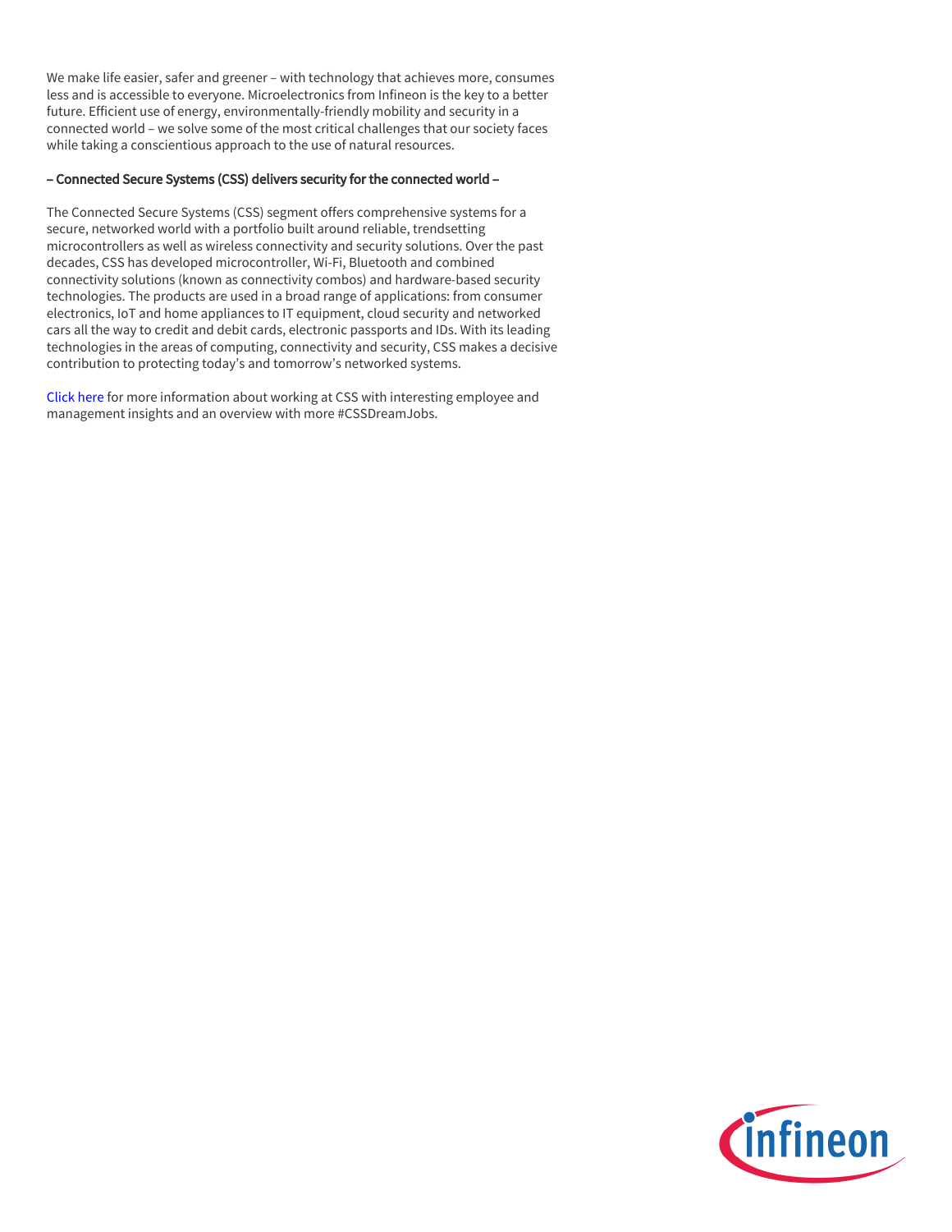We make life easier, safer and greener – with technology that achieves more, consumes less and is accessible to everyone. Microelectronics from Infineon is the key to a better future. Efficient use of energy, environmentally-friendly mobility and security in a connected world – we solve some of the most critical challenges that our society faces while taking a conscientious approach to the use of natural resources.

**– Connected Secure Systems (CSS) delivers security for the connected world –**

The Connected Secure Systems (CSS) segment offers comprehensive systems for a secure, networked world with a portfolio built around reliable, trendsetting microcontrollers as well as wireless connectivity and security solutions. Over the past decades, CSS has developed microcontroller, Wi-Fi, Bluetooth and combined connectivity solutions (known as connectivity combos) and hardware-based security technologies. The products are used in a broad range of applications: from consumer electronics, IoT and home appliances to IT equipment, cloud security and networked cars all the way to credit and debit cards, electronic passports and IDs. With its leading technologies in the areas of computing, connectivity and security, CSS makes a decisive contribution to protecting today's and tomorrow's networked systems.

Click here for more information about working at CSS with interesting employee and management insights and an overview with more #CSSDreamJobs.